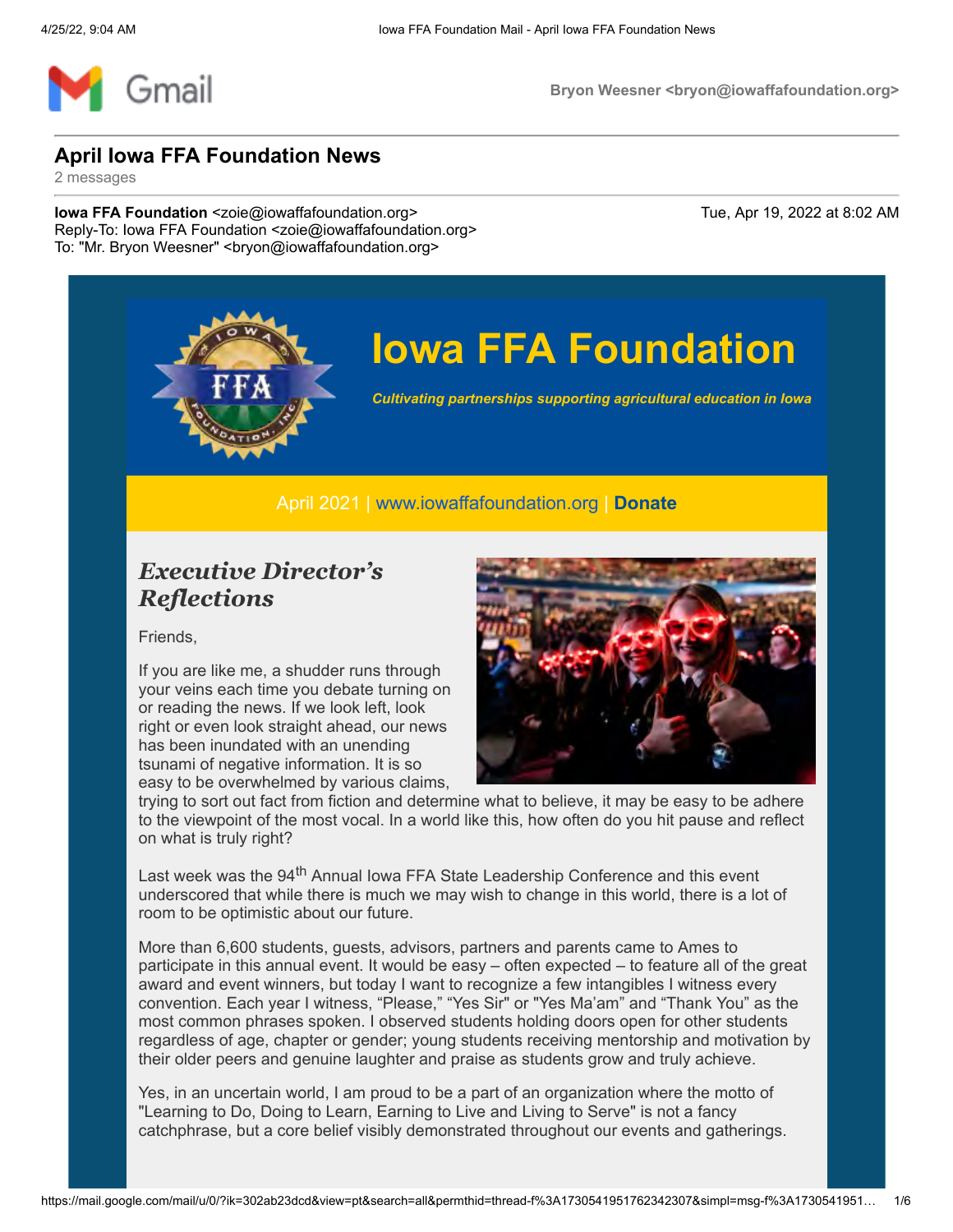Gmail

Bryon Weesner <bryon@iowaffafoundation.org>

# April Iowa FFA Foundation News

2 messages

**Iowa FFA Foundation** <zoie@iowaffafoundation.org> Tue, Apr 19, 2022 at 8:02 AM
Reply-To: Iowa FFA Foundation <zoie@iowaffafoundation.org>
To: "Mr. Bryon Weesner" <bryon@iowaffafoundation.org>

## Iowa FFA Foundation

***Cultivating partnerships supporting agricultural education in Iowa***

April 2021 | www.iowaffafoundation.org | **Donate**

## *Executive Director's Reflections*

Friends,

If you are like me, a shudder runs through your veins each time you debate turning on or reading the news. If we look left, look right or even look straight ahead, our news has been inundated with an unending tsunami of negative information. It is so easy to be overwhelmed by various claims, trying to sort out fact from fiction and determine what to believe, it may be easy to be adhere to the viewpoint of the most vocal. In a world like this, how often do you hit pause and reflect on what is truly right?

Last week was the 94th Annual Iowa FFA State Leadership Conference and this event underscored that while there is much we may wish to change in this world, there is a lot of room to be optimistic about our future.

More than 6,600 students, guests, advisors, partners and parents came to Ames to participate in this annual event. It would be easy – often expected – to feature all of the great award and event winners, but today I want to recognize a few intangibles I witness every convention. Each year I witness, "Please," "Yes Sir" or "Yes Ma'am" and "Thank You" as the most common phrases spoken. I observed students holding doors open for other students regardless of age, chapter or gender; young students receiving mentorship and motivation by their older peers and genuine laughter and praise as students grow and truly achieve.

Yes, in an uncertain world, I am proud to be a part of an organization where the motto of "Learning to Do, Doing to Learn, Earning to Live and Living to Serve" is not a fancy catchphrase, but a core belief visibly demonstrated throughout our events and gatherings.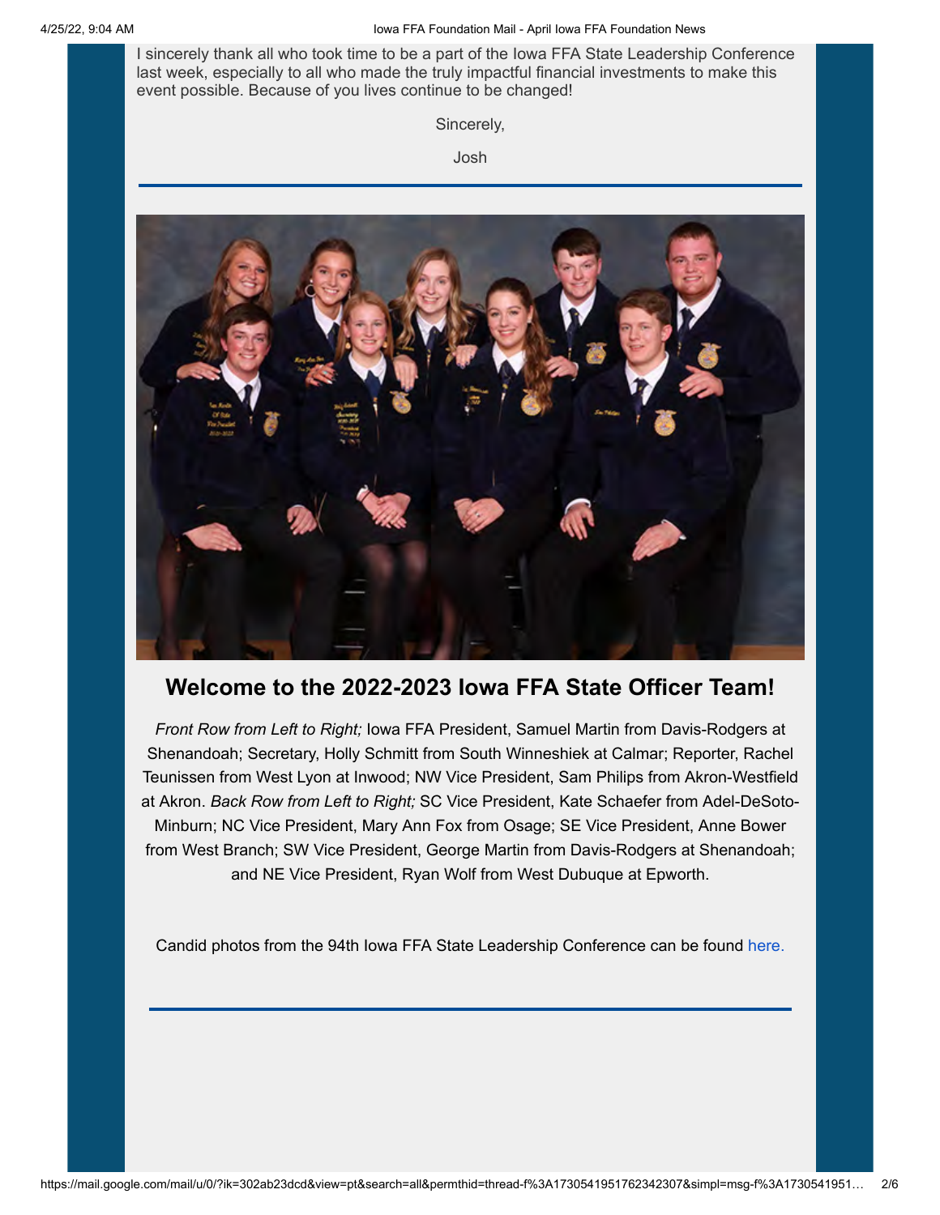I sincerely thank all who took time to be a part of the Iowa FFA State Leadership Conference last week, especially to all who made the truly impactful financial investments to make this event possible. Because of you lives continue to be changed!

Sincerely,

Josh

---

## Welcome to the 2022-2023 Iowa FFA State Officer Team!

*Front Row from Left to Right;* Iowa FFA President, Samuel Martin from Davis-Rodgers at Shenandoah; Secretary, Holly Schmitt from South Winneshiek at Calmar; Reporter, Rachel Teunissen from West Lyon at Inwood; NW Vice President, Sam Philips from Akron-Westfield at Akron. *Back Row from Left to Right;* SC Vice President, Kate Schaefer from Adel-DeSoto-Minburn; NC Vice President, Mary Ann Fox from Osage; SE Vice President, Anne Bower from West Branch; SW Vice President, George Martin from Davis-Rodgers at Shenandoah; and NE Vice President, Ryan Wolf from West Dubuque at Epworth.

Candid photos from the 94th Iowa FFA State Leadership Conference can be found here.

---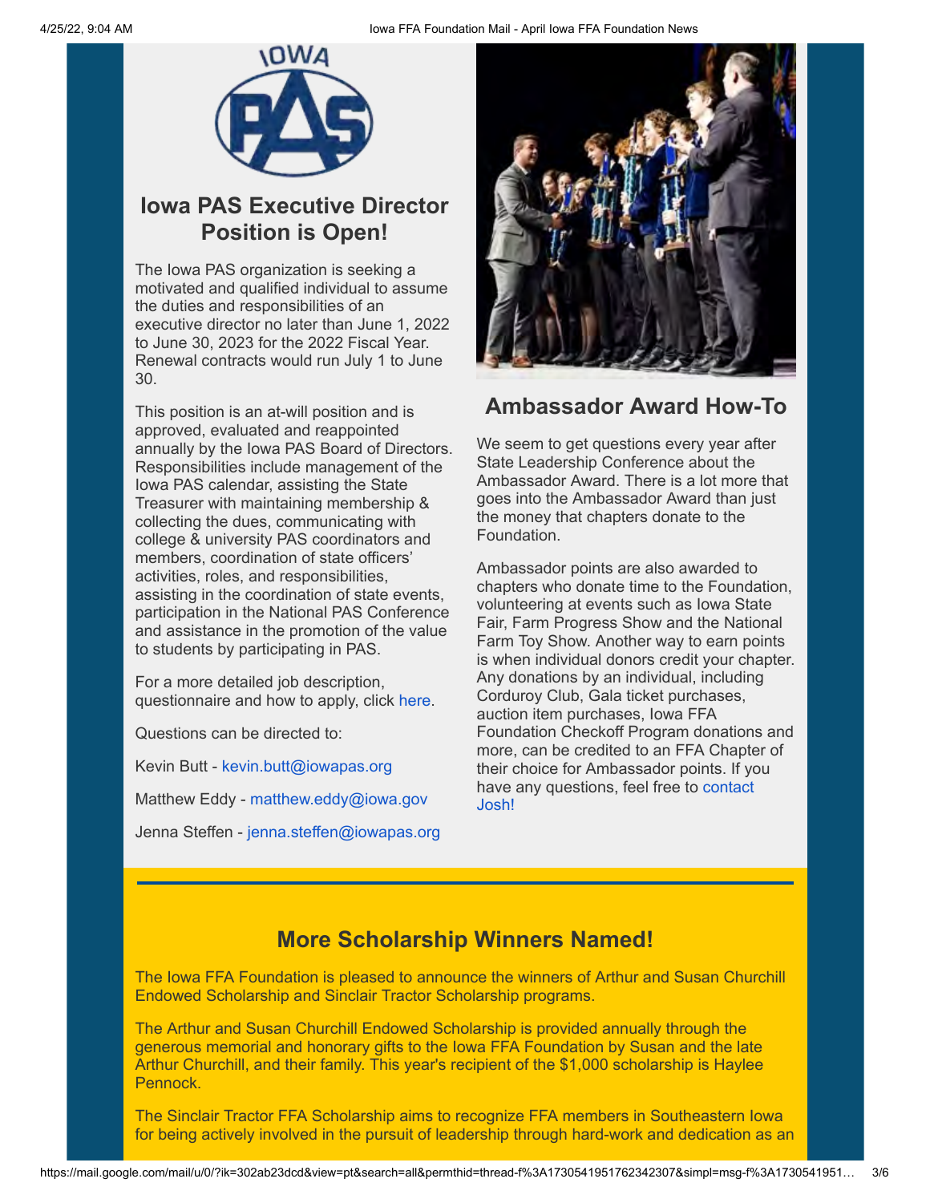## Iowa PAS Executive Director Position is Open!

The Iowa PAS organization is seeking a motivated and qualified individual to assume the duties and responsibilities of an executive director no later than June 1, 2022 to June 30, 2023 for the 2022 Fiscal Year. Renewal contracts would run July 1 to June 30.

This position is an at-will position and is approved, evaluated and reappointed annually by the Iowa PAS Board of Directors. Responsibilities include management of the Iowa PAS calendar, assisting the State Treasurer with maintaining membership & collecting the dues, communicating with college & university PAS coordinators and members, coordination of state officers' activities, roles, and responsibilities, assisting in the coordination of state events, participation in the National PAS Conference and assistance in the promotion of the value to students by participating in PAS.

For a more detailed job description, questionnaire and how to apply, click here.

Questions can be directed to:

Kevin Butt - kevin.butt@iowapas.org

Matthew Eddy - matthew.eddy@iowa.gov

Jenna Steffen - jenna.steffen@iowapas.org

## Ambassador Award How-To

We seem to get questions every year after State Leadership Conference about the Ambassador Award. There is a lot more that goes into the Ambassador Award than just the money that chapters donate to the Foundation.

Ambassador points are also awarded to chapters who donate time to the Foundation, volunteering at events such as Iowa State Fair, Farm Progress Show and the National Farm Toy Show. Another way to earn points is when individual donors credit your chapter. Any donations by an individual, including Corduroy Club, Gala ticket purchases, auction item purchases, Iowa FFA Foundation Checkoff Program donations and more, can be credited to an FFA Chapter of their choice for Ambassador points. If you have any questions, feel free to contact Josh!

## More Scholarship Winners Named!

The Iowa FFA Foundation is pleased to announce the winners of Arthur and Susan Churchill Endowed Scholarship and Sinclair Tractor Scholarship programs.

The Arthur and Susan Churchill Endowed Scholarship is provided annually through the generous memorial and honorary gifts to the Iowa FFA Foundation by Susan and the late Arthur Churchill, and their family. This year's recipient of the $1,000 scholarship is Haylee Pennock.

The Sinclair Tractor FFA Scholarship aims to recognize FFA members in Southeastern Iowa for being actively involved in the pursuit of leadership through hard-work and dedication as an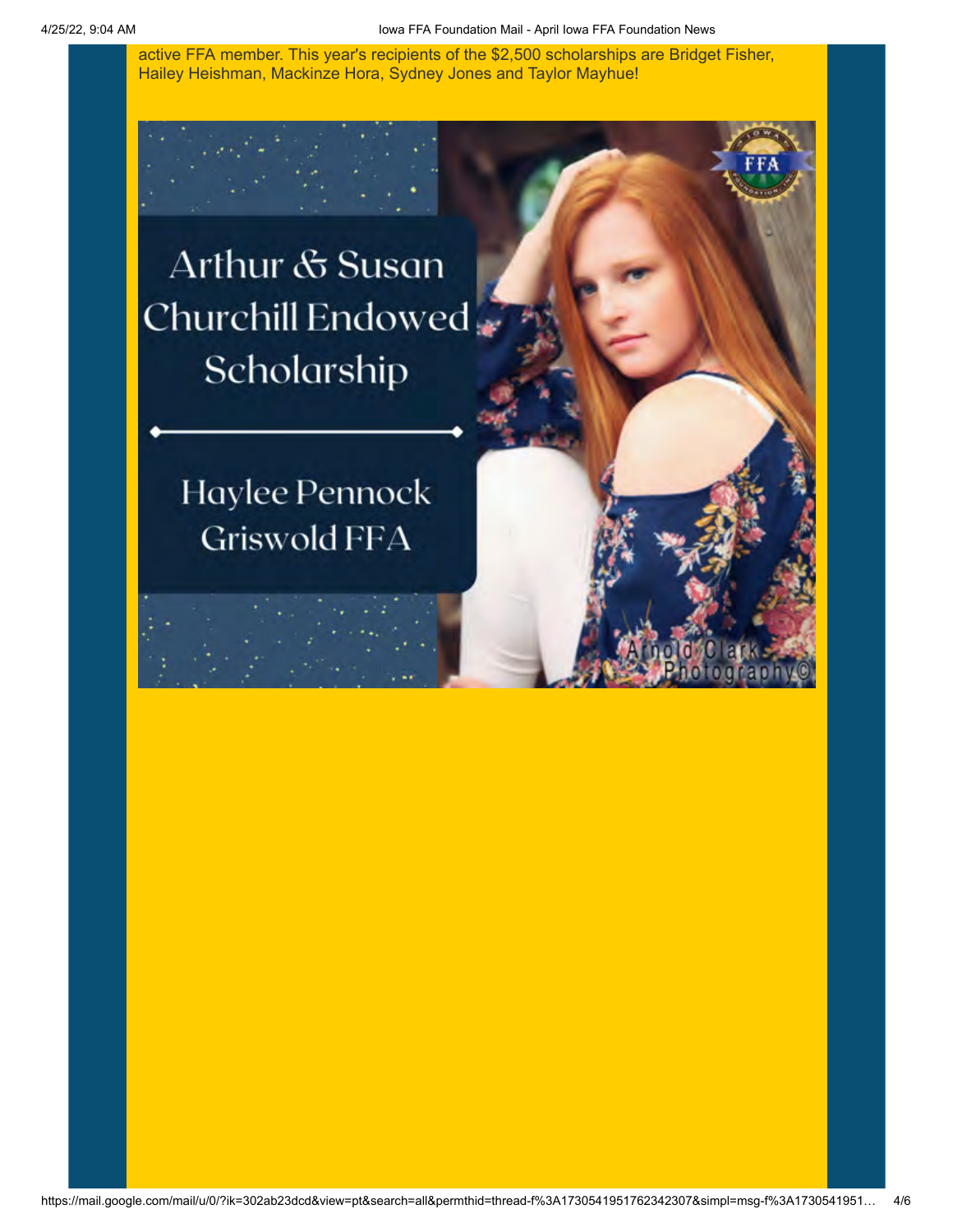active FFA member. This year's recipients of the $2,500 scholarships are Bridget Fisher, Hailey Heishman, Mackinze Hora, Sydney Jones and Taylor Mayhue!

Arthur & Susan Churchill Endowed Scholarship

Haylee Pennock
Griswold FFA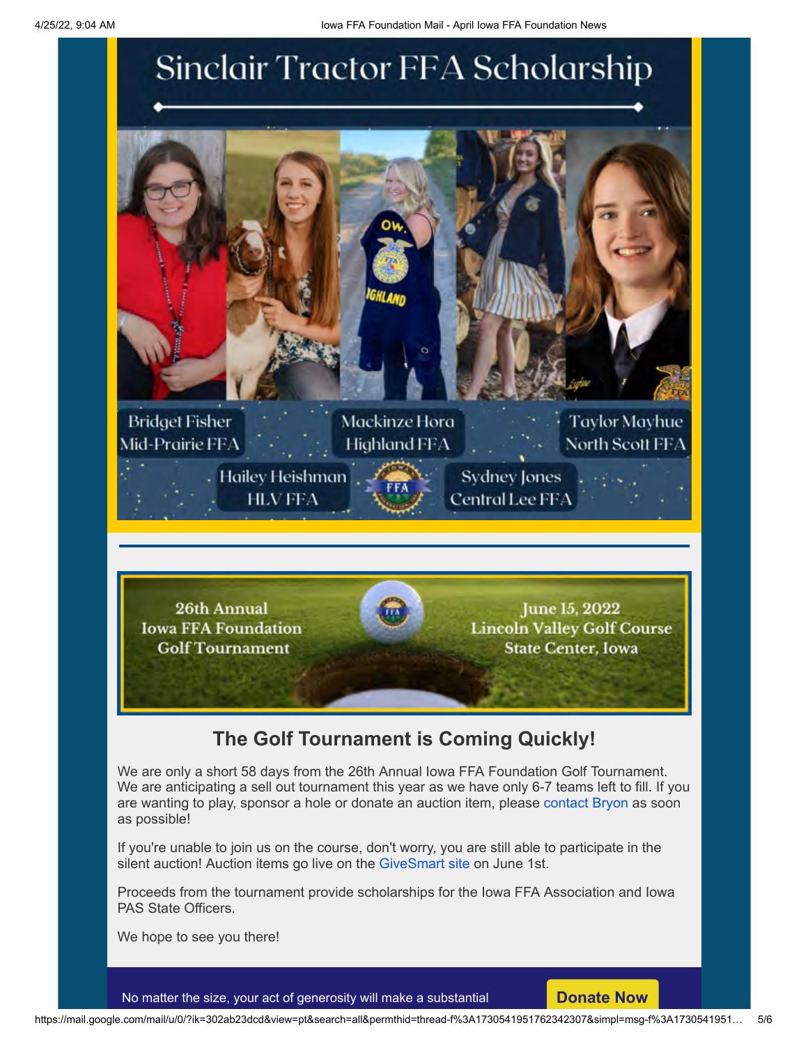# Sinclair Tractor FFA Scholarship

Bridget Fisher
Mid-Prairie FFA

Mackinze Hora
Highland FFA

Taylor Mayhue
North Scott FFA

Hailey Heishman
HLV FFA

Sydney Jones
Central Lee FFA

---

26th Annual
Iowa FFA Foundation
Golf Tournament

June 15, 2022
Lincoln Valley Golf Course
State Center, Iowa

## The Golf Tournament is Coming Quickly!

We are only a short 58 days from the 26th Annual Iowa FFA Foundation Golf Tournament. We are anticipating a sell out tournament this year as we have only 6-7 teams left to fill. If you are wanting to play, sponsor a hole or donate an auction item, please contact Bryon as soon as possible!

If you're unable to join us on the course, don't worry, you are still able to participate in the silent auction! Auction items go live on the GiveSmart site on June 1st.

Proceeds from the tournament provide scholarships for the Iowa FFA Association and Iowa PAS State Officers.

We hope to see you there!

No matter the size, your act of generosity will make a substantial

**Donate Now**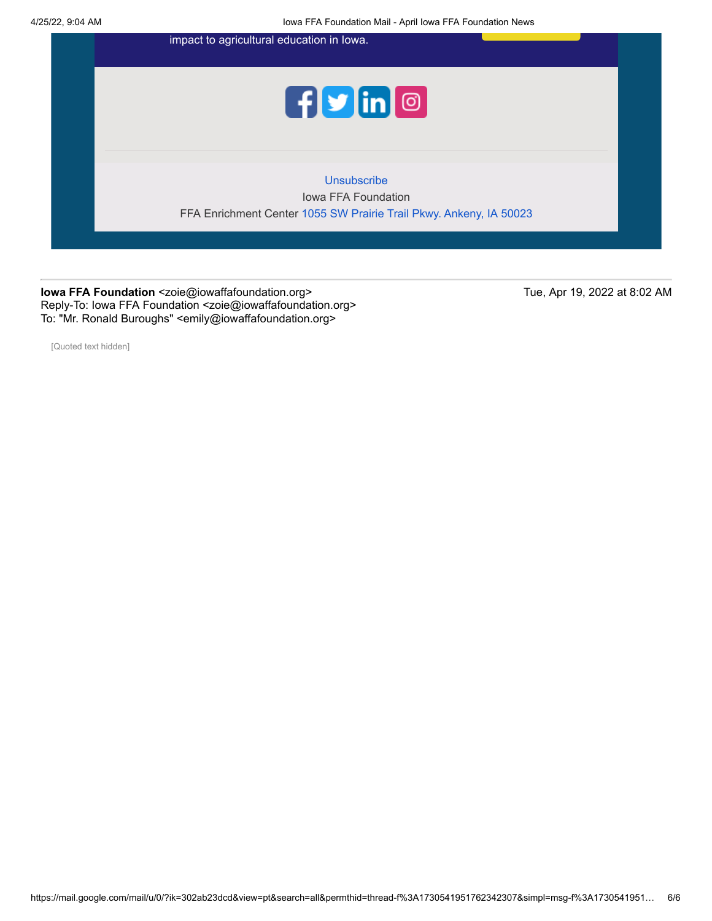impact to agricultural education in Iowa.

Unsubscribe

Iowa FFA Foundation

FFA Enrichment Center 1055 SW Prairie Trail Pkwy. Ankeny, IA 50023

---

**Iowa FFA Foundation** <zoie@iowaffafoundation.org>
Reply-To: Iowa FFA Foundation <zoie@iowaffafoundation.org>
To: "Mr. Ronald Buroughs" <emily@iowaffafoundation.org>

Tue, Apr 19, 2022 at 8:02 AM

[Quoted text hidden]